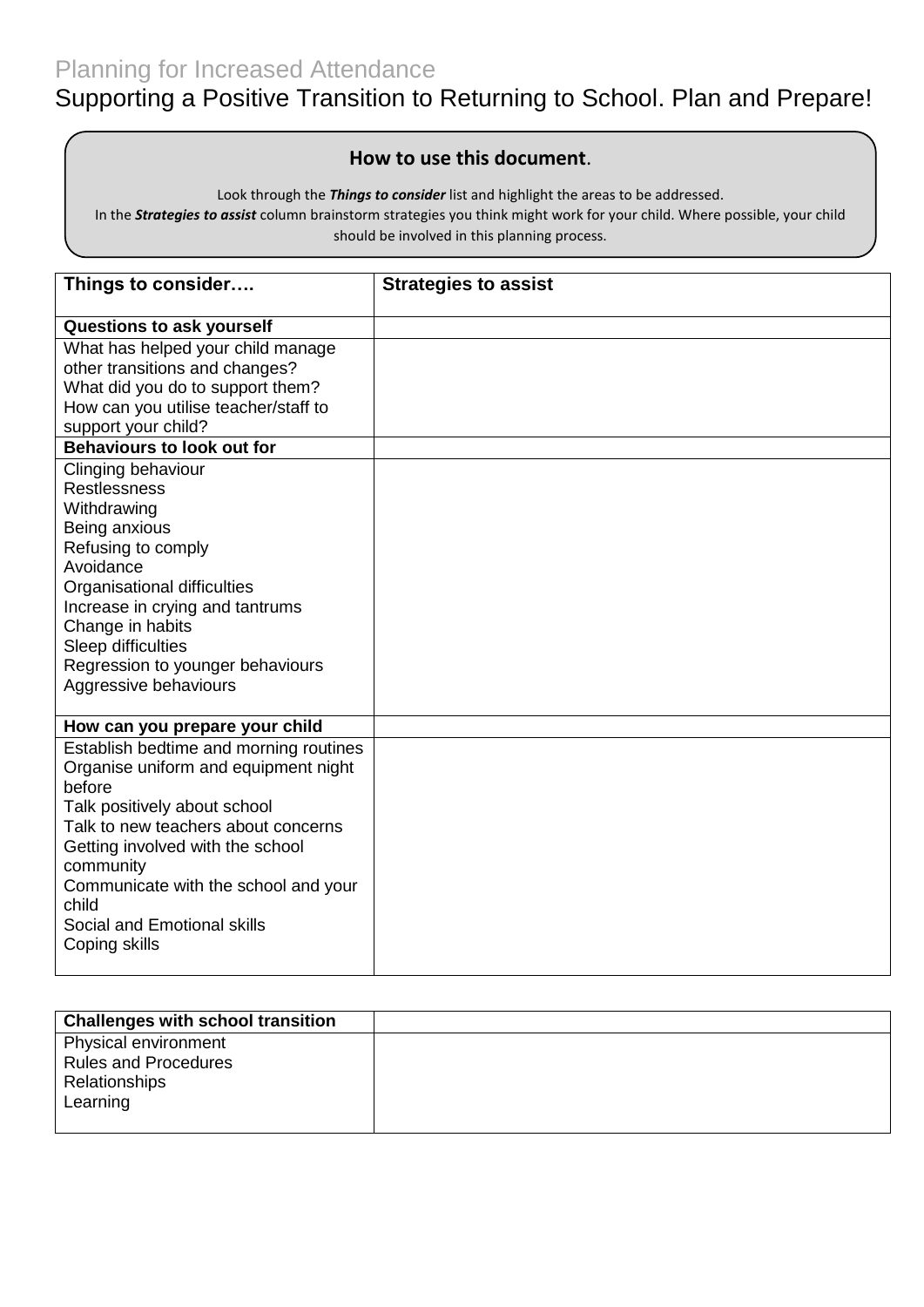# Planning for Increased Attendance

## Supporting a Positive Transition to Returning to School. Plan and Prepare!

**How to use this document**.

Look through the ***Things to consider*** list and highlight the areas to be addressed.
In the ***Strategies to assist*** column brainstorm strategies you think might work for your child. Where possible, your child should be involved in this planning process.

| Things to consider…. | Strategies to assist |
|---|---|
| **Questions to ask yourself** | |
| What has helped your child manage other transitions and changes?<br>What did you do to support them?<br>How can you utilise teacher/staff to support your child? | |
| **Behaviours to look out for** | |
| Clinging behaviour<br>Restlessness<br>Withdrawing<br>Being anxious<br>Refusing to comply<br>Avoidance<br>Organisational difficulties<br>Increase in crying and tantrums<br>Change in habits<br>Sleep difficulties<br>Regression to younger behaviours<br>Aggressive behaviours | |
| **How can you prepare your child** | |
| Establish bedtime and morning routines<br>Organise uniform and equipment night before<br>Talk positively about school<br>Talk to new teachers about concerns<br>Getting involved with the school community<br>Communicate with the school and your child<br>Social and Emotional skills<br>Coping skills | |

| Challenges with school transition | |
|---|---|
| Physical environment<br>Rules and Procedures<br>Relationships<br>Learning | |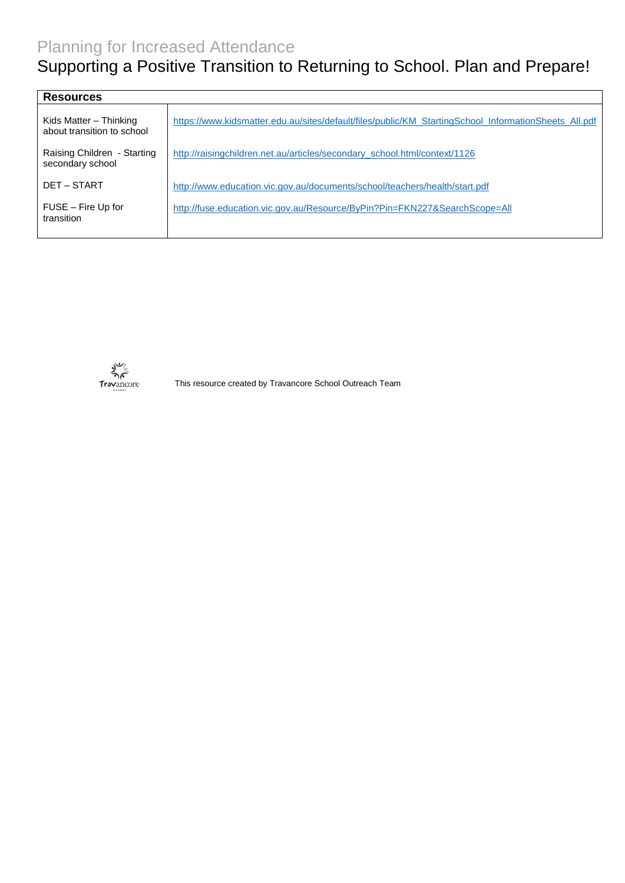Planning for Increased Attendance

# Supporting a Positive Transition to Returning to School. Plan and Prepare!

| Resources | |
|---|---|
| Kids Matter – Thinking about transition to school | https://www.kidsmatter.edu.au/sites/default/files/public/KM_StartingSchool_InformationSheets_All.pdf |
| Raising Children - Starting secondary school | http://raisingchildren.net.au/articles/secondary_school.html/context/1126 |
| DET – START | http://www.education.vic.gov.au/documents/school/teachers/health/start.pdf |
| FUSE – Fire Up for transition | http://fuse.education.vic.gov.au/Resource/ByPin?Pin=FKN227&SearchScope=All |

Travancore

This resource created by Travancore School Outreach Team